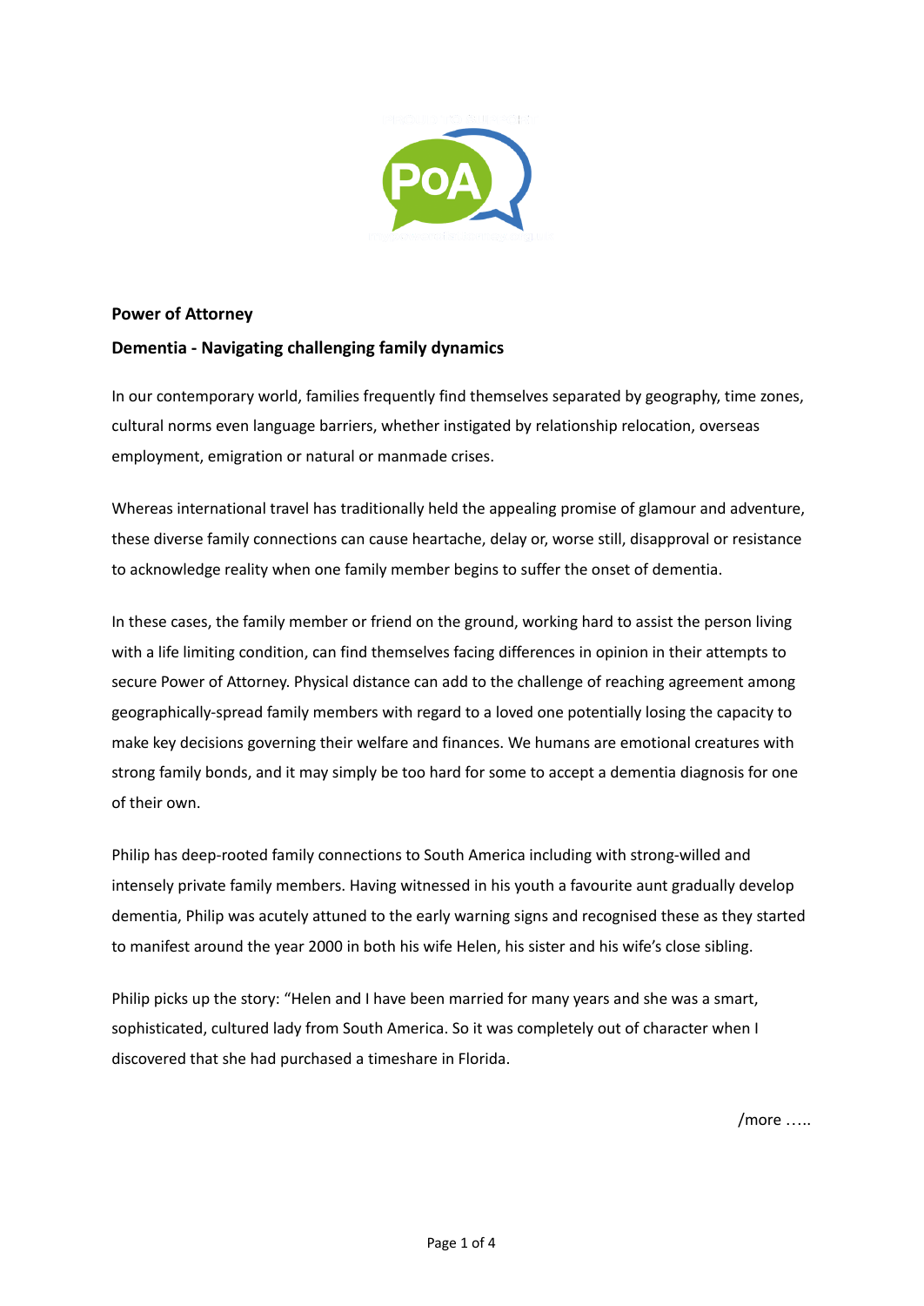**Power of Attorney**

**Dementia - Navigating challenging family dynamics**

In our contemporary world, families frequently find themselves separated by geography, time zones, cultural norms even language barriers, whether instigated by relationship relocation, overseas employment, emigration or natural or manmade crises.

Whereas international travel has traditionally held the appealing promise of glamour and adventure, these diverse family connections can cause heartache, delay or, worse still, disapproval or resistance to acknowledge reality when one family member begins to suffer the onset of dementia.

In these cases, the family member or friend on the ground, working hard to assist the person living with a life limiting condition, can find themselves facing differences in opinion in their attempts to secure Power of Attorney. Physical distance can add to the challenge of reaching agreement among geographically-spread family members with regard to a loved one potentially losing the capacity to make key decisions governing their welfare and finances. We humans are emotional creatures with strong family bonds, and it may simply be too hard for some to accept a dementia diagnosis for one of their own.

Philip has deep-rooted family connections to South America including with strong-willed and intensely private family members. Having witnessed in his youth a favourite aunt gradually develop dementia, Philip was acutely attuned to the early warning signs and recognised these as they started to manifest around the year 2000 in both his wife Helen, his sister and his wife's close sibling.

Philip picks up the story: "Helen and I have been married for many years and she was a smart, sophisticated, cultured lady from South America. So it was completely out of character when I discovered that she had purchased a timeshare in Florida.

/more …..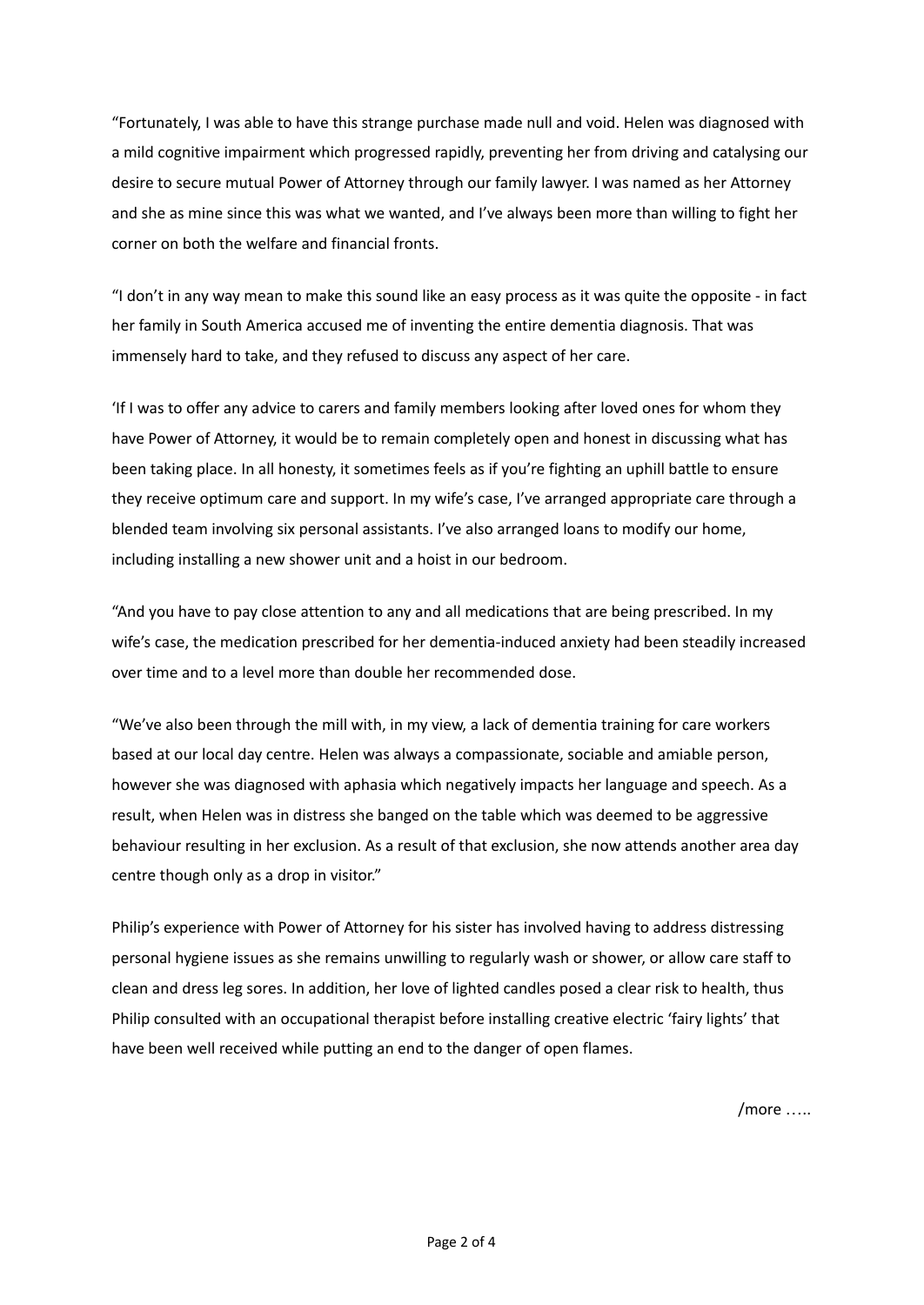"Fortunately, I was able to have this strange purchase made null and void. Helen was diagnosed with a mild cognitive impairment which progressed rapidly, preventing her from driving and catalysing our desire to secure mutual Power of Attorney through our family lawyer. I was named as her Attorney and she as mine since this was what we wanted, and I've always been more than willing to fight her corner on both the welfare and financial fronts.

"I don't in any way mean to make this sound like an easy process as it was quite the opposite - in fact her family in South America accused me of inventing the entire dementia diagnosis. That was immensely hard to take, and they refused to discuss any aspect of her care.

'If I was to offer any advice to carers and family members looking after loved ones for whom they have Power of Attorney, it would be to remain completely open and honest in discussing what has been taking place. In all honesty, it sometimes feels as if you're fighting an uphill battle to ensure they receive optimum care and support. In my wife's case, I've arranged appropriate care through a blended team involving six personal assistants. I've also arranged loans to modify our home, including installing a new shower unit and a hoist in our bedroom.

"And you have to pay close attention to any and all medications that are being prescribed. In my wife's case, the medication prescribed for her dementia-induced anxiety had been steadily increased over time and to a level more than double her recommended dose.

"We've also been through the mill with, in my view, a lack of dementia training for care workers based at our local day centre. Helen was always a compassionate, sociable and amiable person, however she was diagnosed with aphasia which negatively impacts her language and speech. As a result, when Helen was in distress she banged on the table which was deemed to be aggressive behaviour resulting in her exclusion. As a result of that exclusion, she now attends another area day centre though only as a drop in visitor."

Philip's experience with Power of Attorney for his sister has involved having to address distressing personal hygiene issues as she remains unwilling to regularly wash or shower, or allow care staff to clean and dress leg sores. In addition, her love of lighted candles posed a clear risk to health, thus Philip consulted with an occupational therapist before installing creative electric 'fairy lights' that have been well received while putting an end to the danger of open flames.

/more …..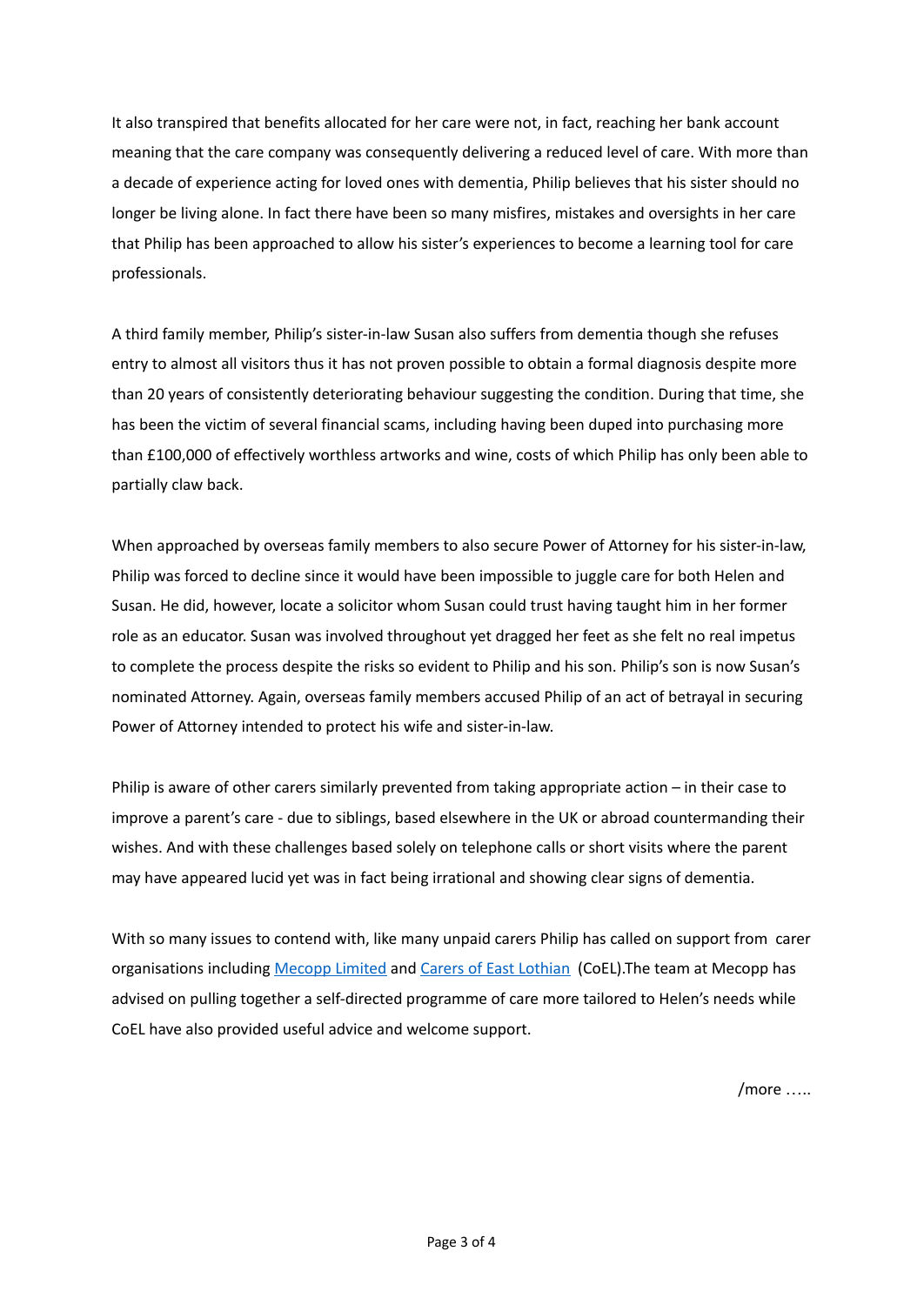It also transpired that benefits allocated for her care were not, in fact, reaching her bank account meaning that the care company was consequently delivering a reduced level of care. With more than a decade of experience acting for loved ones with dementia, Philip believes that his sister should no longer be living alone. In fact there have been so many misfires, mistakes and oversights in her care that Philip has been approached to allow his sister's experiences to become a learning tool for care professionals.

A third family member, Philip's sister-in-law Susan also suffers from dementia though she refuses entry to almost all visitors thus it has not proven possible to obtain a formal diagnosis despite more than 20 years of consistently deteriorating behaviour suggesting the condition. During that time, she has been the victim of several financial scams, including having been duped into purchasing more than £100,000 of effectively worthless artworks and wine, costs of which Philip has only been able to partially claw back.

When approached by overseas family members to also secure Power of Attorney for his sister-in-law, Philip was forced to decline since it would have been impossible to juggle care for both Helen and Susan. He did, however, locate a solicitor whom Susan could trust having taught him in her former role as an educator. Susan was involved throughout yet dragged her feet as she felt no real impetus to complete the process despite the risks so evident to Philip and his son. Philip's son is now Susan's nominated Attorney. Again, overseas family members accused Philip of an act of betrayal in securing Power of Attorney intended to protect his wife and sister-in-law.

Philip is aware of other carers similarly prevented from taking appropriate action – in their case to improve a parent's care - due to siblings, based elsewhere in the UK or abroad countermanding their wishes. And with these challenges based solely on telephone calls or short visits where the parent may have appeared lucid yet was in fact being irrational and showing clear signs of dementia.

With so many issues to contend with, like many unpaid carers Philip has called on support from carer organisations including Mecopp Limited and Carers of East Lothian (CoEL).The team at Mecopp has advised on pulling together a self-directed programme of care more tailored to Helen's needs while CoEL have also provided useful advice and welcome support.

/more …..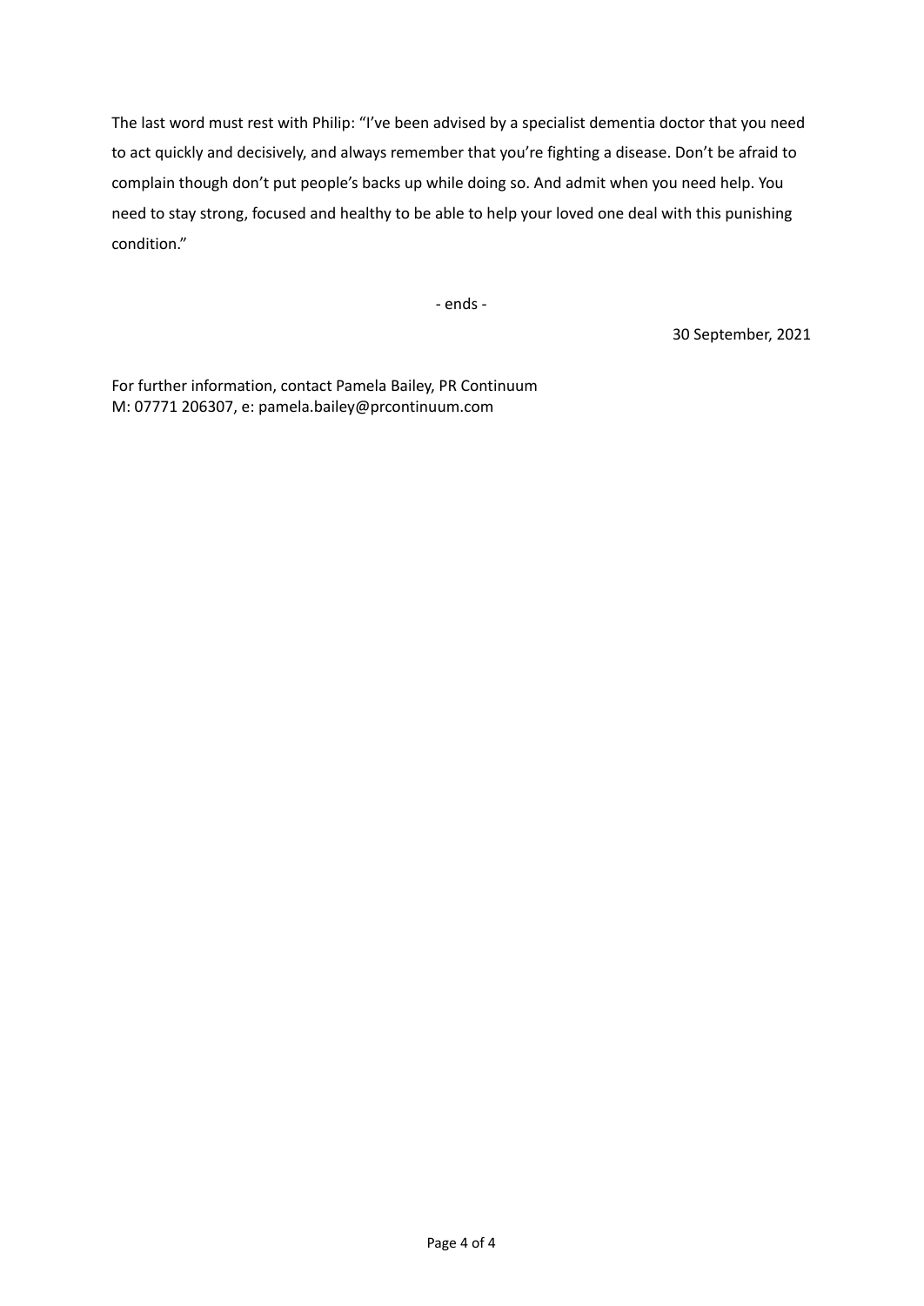The last word must rest with Philip: "I've been advised by a specialist dementia doctor that you need to act quickly and decisively, and always remember that you're fighting a disease. Don't be afraid to complain though don't put people's backs up while doing so. And admit when you need help. You need to stay strong, focused and healthy to be able to help your loved one deal with this punishing condition."

- ends -

30 September, 2021

For further information, contact Pamela Bailey, PR Continuum
M: 07771 206307, e: pamela.bailey@prcontinuum.com